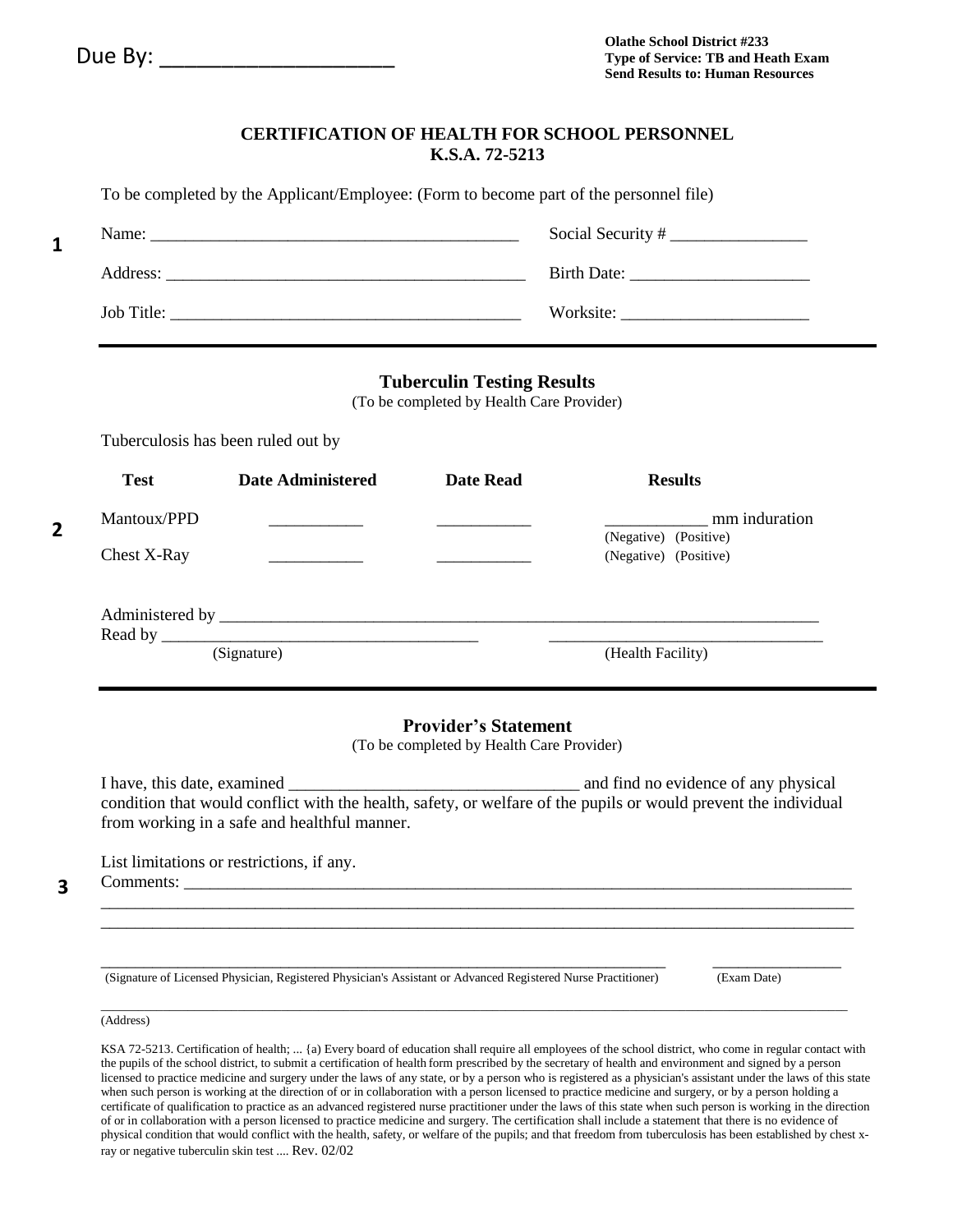Due By: ____________________

**Olathe School District #233**
**Type of Service: TB and Heath Exam**
**Send Results to: Human Resources**

# CERTIFICATION OF HEALTH FOR SCHOOL PERSONNEL
## K.S.A. 72-5213

To be completed by the Applicant/Employee: (Form to become part of the personnel file)

1

Name: ___________________________________________ Social Security # ________________

Address: __________________________________________ Birth Date: _____________________

Job Title: _________________________________________ Worksite: ______________________

---

### Tuberculin Testing Results

(To be completed by Health Care Provider)

Tuberculosis has been ruled out by

2

| Test | Date Administered | Date Read | Results |
|---|---|---|---|
| Mantoux/PPD | ___________ | ___________ | ____________ mm induration (Negative) (Positive) |
| Chest X-Ray | ___________ | ___________ | (Negative) (Positive) |

Administered by ___________________________________________________________________________

Read by ______________________________________ _________________________________

(Signature) (Health Facility)

---

### Provider's Statement

(To be completed by Health Care Provider)

I have, this date, examined _________________________________ and find no evidence of any physical condition that would conflict with the health, safety, or welfare of the pupils or would prevent the individual from working in a safe and healthful manner.

List limitations or restrictions, if any.

3

Comments: _______________________________________________________________________________

_____________________________________________________________________________________________

_____________________________________________________________________________________________

_____________________________________________________________________________ ________________

(Signature of Licensed Physician, Registered Physician's Assistant or Advanced Registered Nurse Practitioner) (Exam Date)

_____________________________________________________________________________________________

(Address)

KSA 72-5213. Certification of health; ... (a) Every board of education shall require all employees of the school district, who come in regular contact with the pupils of the school district, to submit a certification of health form prescribed by the secretary of health and environment and signed by a person licensed to practice medicine and surgery under the laws of any state, or by a person who is registered as a physician's assistant under the laws of this state when such person is working at the direction of or in collaboration with a person licensed to practice medicine and surgery, or by a person holding a certificate of qualification to practice as an advanced registered nurse practitioner under the laws of this state when such person is working in the direction of or in collaboration with a person licensed to practice medicine and surgery. The certification shall include a statement that there is no evidence of physical condition that would conflict with the health, safety, or welfare of the pupils; and that freedom from tuberculosis has been established by chest x-ray or negative tuberculin skin test .... Rev. 02/02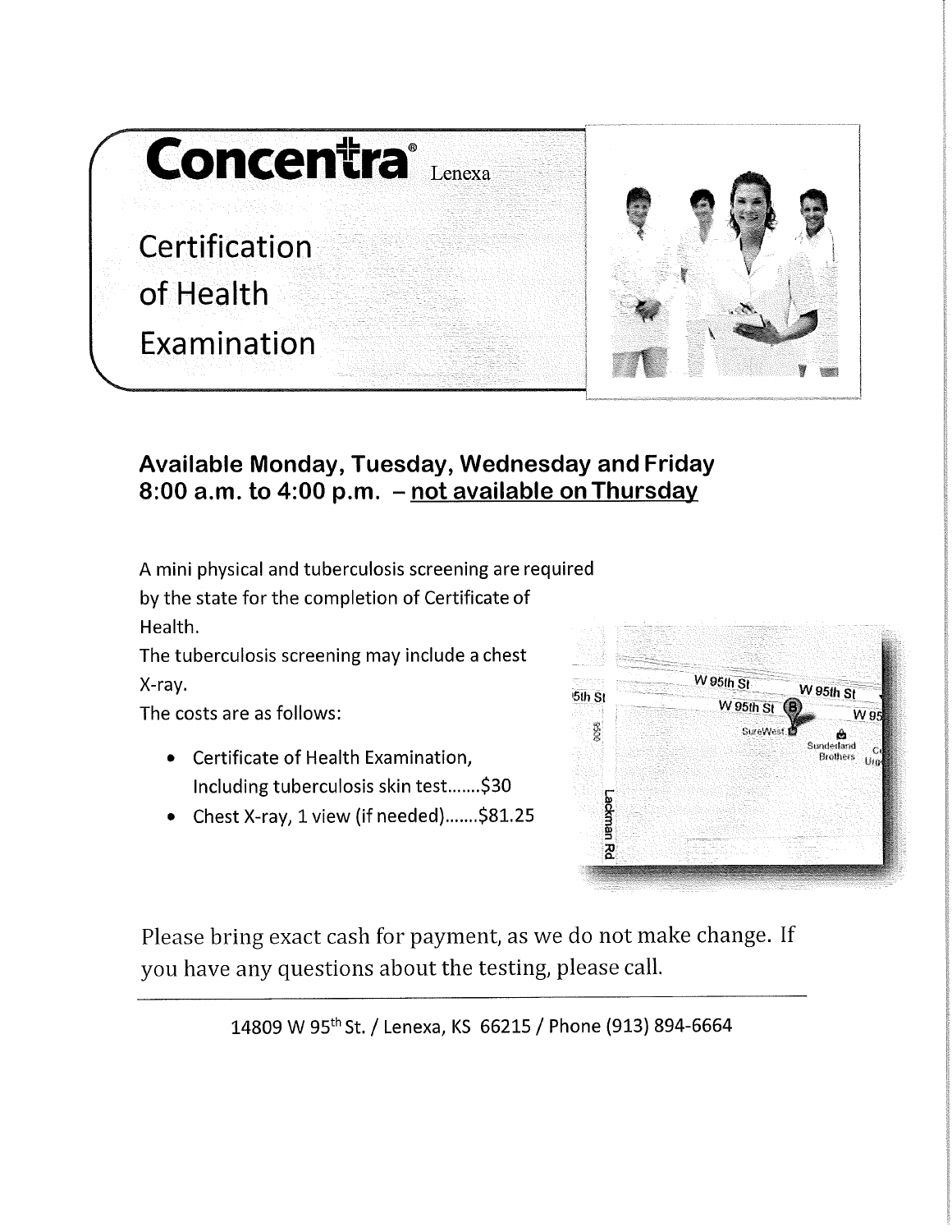# Concentra® Lenexa

## Certification of Health Examination

**Available Monday, Tuesday, Wednesday and Friday**
**8:00 a.m. to 4:00 p.m. – not available on Thursday**

A mini physical and tuberculosis screening are required by the state for the completion of Certificate of Health.
The tuberculosis screening may include a chest X-ray.
The costs are as follows:

- Certificate of Health Examination, Including tuberculosis skin test.......$30
- Chest X-ray, 1 view (if needed).......$81.25

W 95th St
W 95th St
W 95th St
W 95
5th St
Lackman Rd
SureWest
Sunderland Brothers

Please bring exact cash for payment, as we do not make change. If you have any questions about the testing, please call.

14809 W 95th St. / Lenexa, KS 66215 / Phone (913) 894-6664